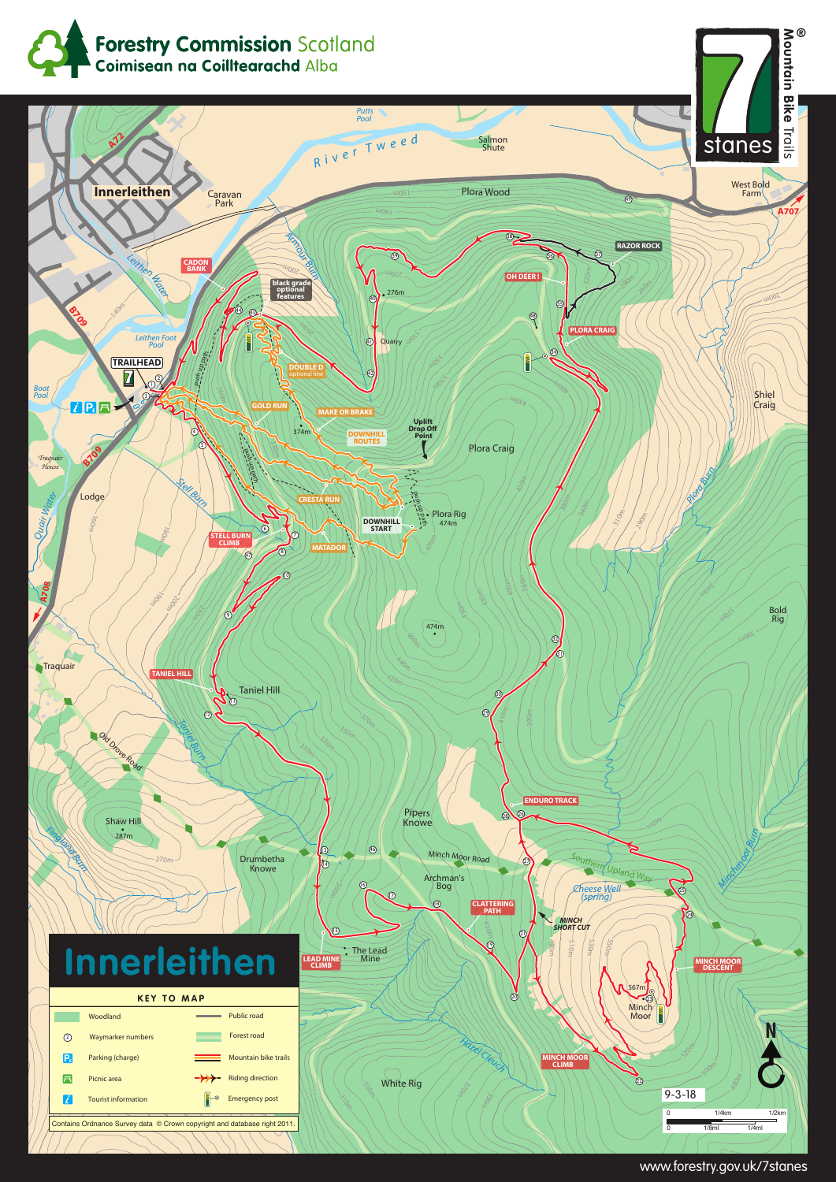# Forestry Commission Scotland
## Coimisean na Coilltearachd Alba

**7stanes** Mountain Bike Trails®

# Innerleithen

### KEY TO MAP

| Symbol | Meaning | Symbol | Meaning |
|---|---|---|---|
| | Woodland | | Public road |
| ② | Waymarker numbers | | Forest road |
| P | Parking (charge) | | Mountain bike trails |
| | Picnic area | | Riding direction |
| i | Tourist information | | Emergency post |

Contains Ordnance Survey data © Crown copyright and database right 2011.

TRAILHEAD

CADON BANK · black grade optional features · DOUBLE D optional line · GOLD RUN · MAKE OR BRAKE · DOWNHILL ROUTES · Uplift Drop Off Point · CRESTA RUN · DOWNHILL START · MATADOR · STELL BURN CLIMB · TANIEL HILL · OH DEER ! · RAZOR ROCK · PLORA CRAIG · ENDURO TRACK · CLATTERING PATH · MINCH SHORT CUT · LEAD MINE CLIMB · MINCH MOOR DESCENT · MINCH MOOR CLIMB

Innerleithen · Caravan Park · River Tweed · Putts Pool · Salmon Shute · Plora Wood · West Bold Farm · Leithen Water · Leithen Foot Pool · Boat Pool · Traquair House · Lodge · Quair Water · Stell Burn · Traquair · Taniel Hill · Taniel Burn · Old Drove Road · Shaw Hill 287m · Fingland Burn · Drumbetha Knowe · Pipers Knowe · Minch Moor Road · Archman's Bog · The Lead Mine · White Rig · Hazel Cleuch · Southern Upland Way · Cheese Well (spring) · Minch Moor 567m · Minchmoor Burn · Bold Rig · Shiel Craig · Plora Burn · Plora Craig · Plora Rig 474m · Armour Burn · Quarry · 276m · 374m · 474m

A72 · B709 · A708 · A707

9-3-18

Scale: 0 – 1/4km – 1/2km; 0 – 1/8ml – 1/4ml

www.forestry.gov.uk/7stanes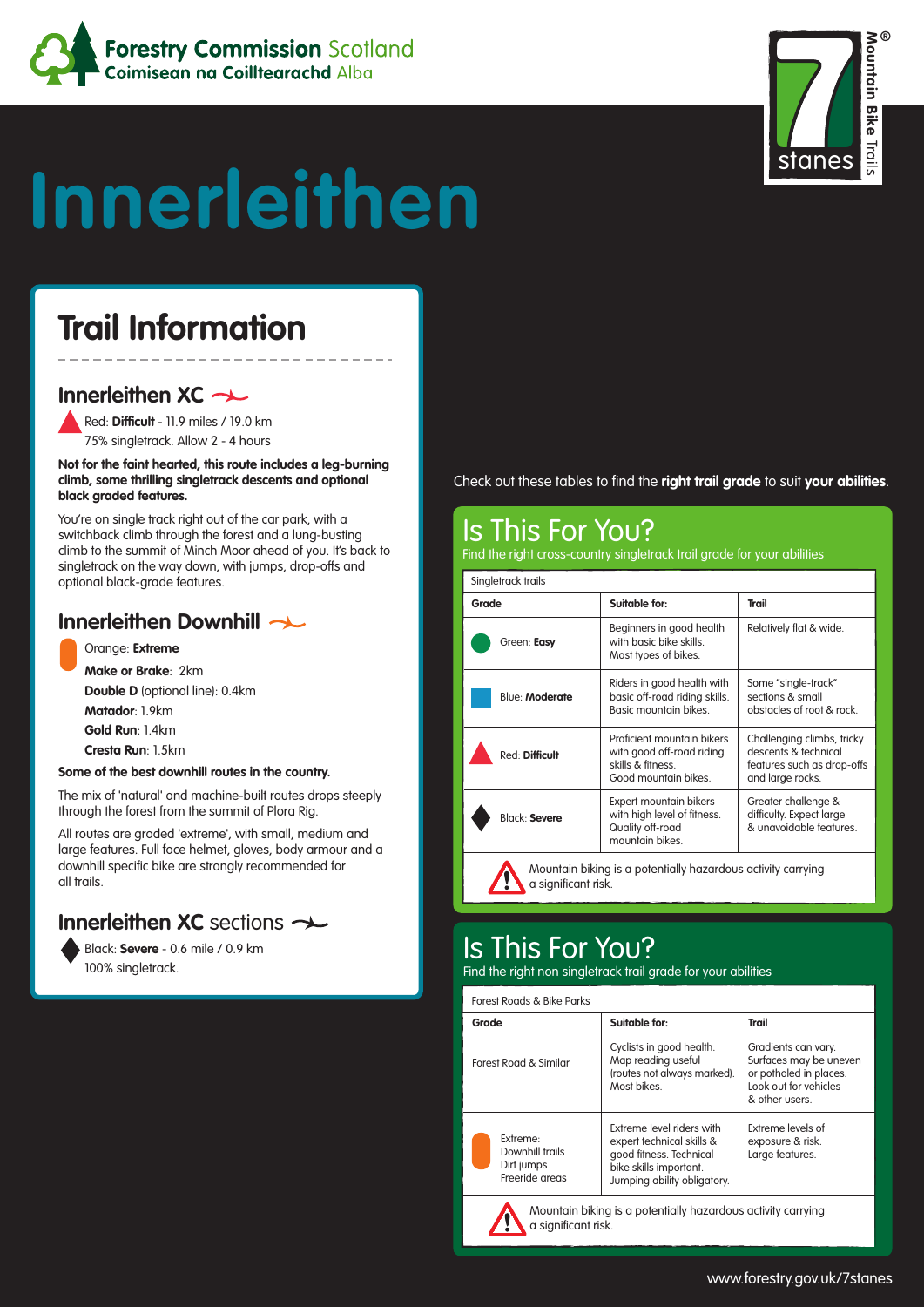Forestry Commission Scotland
Coimisean na Coilltearachd Alba

7 stanes Mountain Bike Trails®

# Innerleithen

## Trail Information

### Innerleithen XC

Red: **Difficult** - 11.9 miles / 19.0 km
75% singletrack. Allow 2 - 4 hours

**Not for the faint hearted, this route includes a leg-burning climb, some thrilling singletrack descents and optional black graded features.**

You're on single track right out of the car park, with a switchback climb through the forest and a lung-busting climb to the summit of Minch Moor ahead of you. It's back to singletrack on the way down, with jumps, drop-offs and optional black-grade features.

### Innerleithen Downhill

Orange: **Extreme**
**Make or Brake**: 2km
**Double D** (optional line): 0.4km
**Matador**: 1.9km
**Gold Run**: 1.4km
**Cresta Run**: 1.5km

**Some of the best downhill routes in the country.**

The mix of 'natural' and machine-built routes drops steeply through the forest from the summit of Plora Rig.

All routes are graded 'extreme', with small, medium and large features. Full face helmet, gloves, body armour and a downhill specific bike are strongly recommended for all trails.

### Innerleithen XC sections

Black: **Severe** - 0.6 mile / 0.9 km
100% singletrack.

Check out these tables to find the **right trail grade** to suit **your abilities**.

## Is This For You?

Find the right cross-country singletrack trail grade for your abilities

Singletrack trails

| Grade | Suitable for: | Trail |
|---|---|---|
| Green: **Easy** | Beginners in good health with basic bike skills. Most types of bikes. | Relatively flat & wide. |
| Blue: **Moderate** | Riders in good health with basic off-road riding skills. Basic mountain bikes. | Some "single-track" sections & small obstacles of root & rock. |
| Red: **Difficult** | Proficient mountain bikers with good off-road riding skills & fitness. Good mountain bikes. | Challenging climbs, tricky descents & technical features such as drop-offs and large rocks. |
| Black: **Severe** | Expert mountain bikers with high level of fitness. Quality off-road mountain bikes. | Greater challenge & difficulty. Expect large & unavoidable features. |

Mountain biking is a potentially hazardous activity carrying a significant risk.

## Is This For You?

Find the right non singletrack trail grade for your abilities

Forest Roads & Bike Parks

| Grade | Suitable for: | Trail |
|---|---|---|
| Forest Road & Similar | Cyclists in good health. Map reading useful (routes not always marked). Most bikes. | Gradients can vary. Surfaces may be uneven or potholed in places. Look out for vehicles & other users. |
| Extreme: Downhill trails Dirt jumps Freeride areas | Extreme level riders with expert technical skills & good fitness. Technical bike skills important. Jumping ability obligatory. | Extreme levels of exposure & risk. Large features. |

Mountain biking is a potentially hazardous activity carrying a significant risk.

www.forestry.gov.uk/7stanes